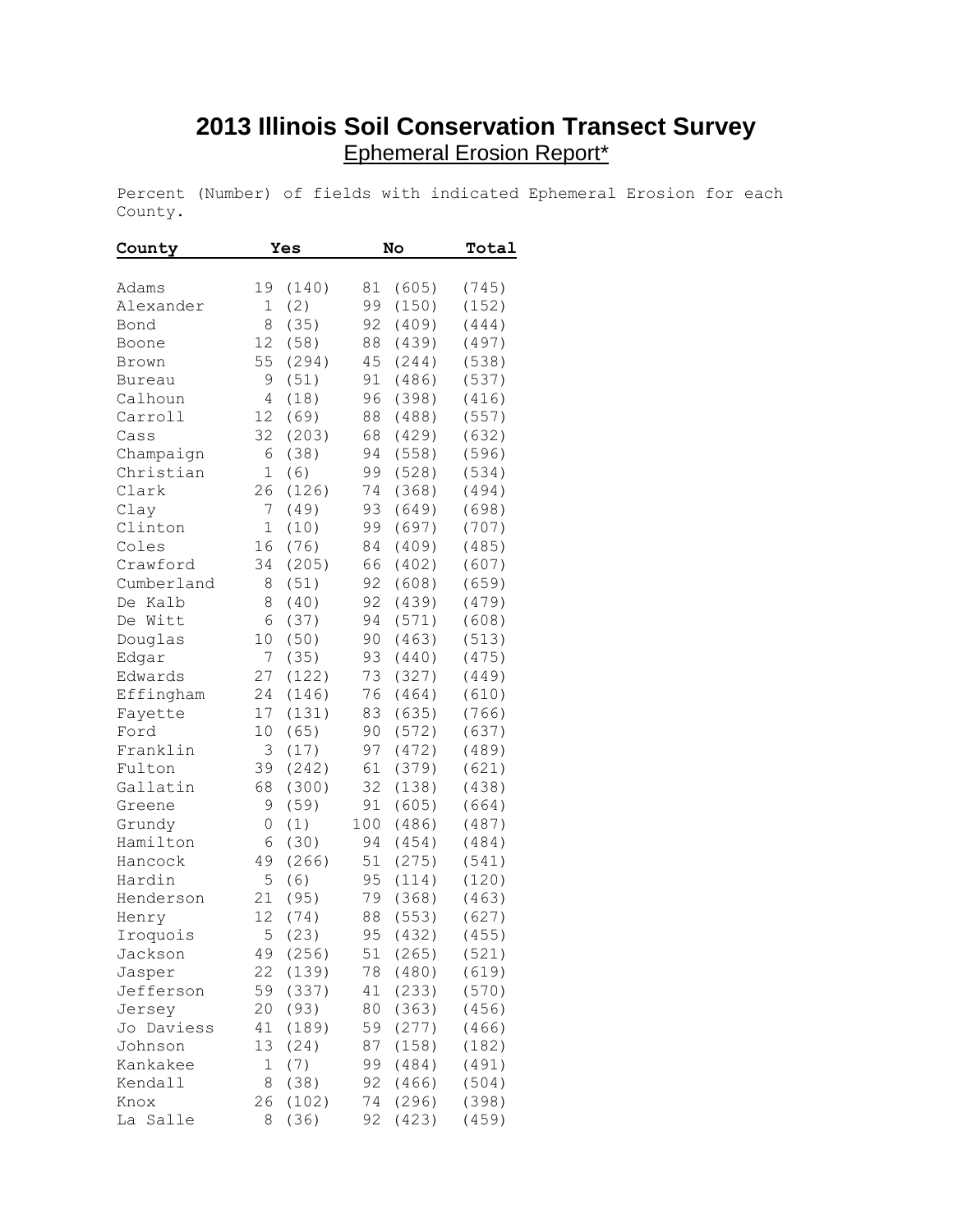# 2013 Illinois Soil Conservation Transect Survey

## Ephemeral Erosion Report*

Percent (Number) of fields with indicated Ephemeral Erosion for each County.

| County | Yes | No | Total |
|---|---|---|---|
| Adams | 19 (140) | 81 (605) | (745) |
| Alexander | 1 (2) | 99 (150) | (152) |
| Bond | 8 (35) | 92 (409) | (444) |
| Boone | 12 (58) | 88 (439) | (497) |
| Brown | 55 (294) | 45 (244) | (538) |
| Bureau | 9 (51) | 91 (486) | (537) |
| Calhoun | 4 (18) | 96 (398) | (416) |
| Carroll | 12 (69) | 88 (488) | (557) |
| Cass | 32 (203) | 68 (429) | (632) |
| Champaign | 6 (38) | 94 (558) | (596) |
| Christian | 1 (6) | 99 (528) | (534) |
| Clark | 26 (126) | 74 (368) | (494) |
| Clay | 7 (49) | 93 (649) | (698) |
| Clinton | 1 (10) | 99 (697) | (707) |
| Coles | 16 (76) | 84 (409) | (485) |
| Crawford | 34 (205) | 66 (402) | (607) |
| Cumberland | 8 (51) | 92 (608) | (659) |
| De Kalb | 8 (40) | 92 (439) | (479) |
| De Witt | 6 (37) | 94 (571) | (608) |
| Douglas | 10 (50) | 90 (463) | (513) |
| Edgar | 7 (35) | 93 (440) | (475) |
| Edwards | 27 (122) | 73 (327) | (449) |
| Effingham | 24 (146) | 76 (464) | (610) |
| Fayette | 17 (131) | 83 (635) | (766) |
| Ford | 10 (65) | 90 (572) | (637) |
| Franklin | 3 (17) | 97 (472) | (489) |
| Fulton | 39 (242) | 61 (379) | (621) |
| Gallatin | 68 (300) | 32 (138) | (438) |
| Greene | 9 (59) | 91 (605) | (664) |
| Grundy | 0 (1) | 100 (486) | (487) |
| Hamilton | 6 (30) | 94 (454) | (484) |
| Hancock | 49 (266) | 51 (275) | (541) |
| Hardin | 5 (6) | 95 (114) | (120) |
| Henderson | 21 (95) | 79 (368) | (463) |
| Henry | 12 (74) | 88 (553) | (627) |
| Iroquois | 5 (23) | 95 (432) | (455) |
| Jackson | 49 (256) | 51 (265) | (521) |
| Jasper | 22 (139) | 78 (480) | (619) |
| Jefferson | 59 (337) | 41 (233) | (570) |
| Jersey | 20 (93) | 80 (363) | (456) |
| Jo Daviess | 41 (189) | 59 (277) | (466) |
| Johnson | 13 (24) | 87 (158) | (182) |
| Kankakee | 1 (7) | 99 (484) | (491) |
| Kendall | 8 (38) | 92 (466) | (504) |
| Knox | 26 (102) | 74 (296) | (398) |
| La Salle | 8 (36) | 92 (423) | (459) |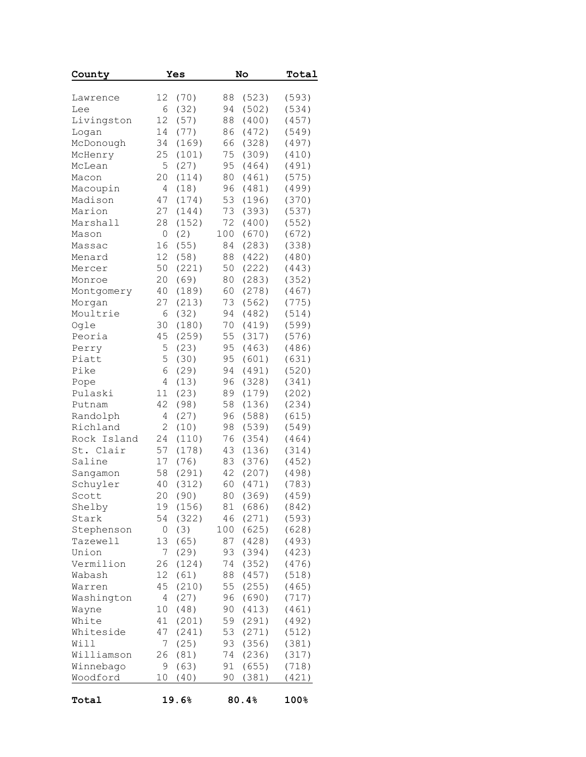| County | Yes | | No | | Total |
|---|---|---|---|---|---|
| Lawrence | 12 | (70) | 88 | (523) | (593) |
| Lee | 6 | (32) | 94 | (502) | (534) |
| Livingston | 12 | (57) | 88 | (400) | (457) |
| Logan | 14 | (77) | 86 | (472) | (549) |
| McDonough | 34 | (169) | 66 | (328) | (497) |
| McHenry | 25 | (101) | 75 | (309) | (410) |
| McLean | 5 | (27) | 95 | (464) | (491) |
| Macon | 20 | (114) | 80 | (461) | (575) |
| Macoupin | 4 | (18) | 96 | (481) | (499) |
| Madison | 47 | (174) | 53 | (196) | (370) |
| Marion | 27 | (144) | 73 | (393) | (537) |
| Marshall | 28 | (152) | 72 | (400) | (552) |
| Mason | 0 | (2) | 100 | (670) | (672) |
| Massac | 16 | (55) | 84 | (283) | (338) |
| Menard | 12 | (58) | 88 | (422) | (480) |
| Mercer | 50 | (221) | 50 | (222) | (443) |
| Monroe | 20 | (69) | 80 | (283) | (352) |
| Montgomery | 40 | (189) | 60 | (278) | (467) |
| Morgan | 27 | (213) | 73 | (562) | (775) |
| Moultrie | 6 | (32) | 94 | (482) | (514) |
| Ogle | 30 | (180) | 70 | (419) | (599) |
| Peoria | 45 | (259) | 55 | (317) | (576) |
| Perry | 5 | (23) | 95 | (463) | (486) |
| Piatt | 5 | (30) | 95 | (601) | (631) |
| Pike | 6 | (29) | 94 | (491) | (520) |
| Pope | 4 | (13) | 96 | (328) | (341) |
| Pulaski | 11 | (23) | 89 | (179) | (202) |
| Putnam | 42 | (98) | 58 | (136) | (234) |
| Randolph | 4 | (27) | 96 | (588) | (615) |
| Richland | 2 | (10) | 98 | (539) | (549) |
| Rock Island | 24 | (110) | 76 | (354) | (464) |
| St. Clair | 57 | (178) | 43 | (136) | (314) |
| Saline | 17 | (76) | 83 | (376) | (452) |
| Sangamon | 58 | (291) | 42 | (207) | (498) |
| Schuyler | 40 | (312) | 60 | (471) | (783) |
| Scott | 20 | (90) | 80 | (369) | (459) |
| Shelby | 19 | (156) | 81 | (686) | (842) |
| Stark | 54 | (322) | 46 | (271) | (593) |
| Stephenson | 0 | (3) | 100 | (625) | (628) |
| Tazewell | 13 | (65) | 87 | (428) | (493) |
| Union | 7 | (29) | 93 | (394) | (423) |
| Vermilion | 26 | (124) | 74 | (352) | (476) |
| Wabash | 12 | (61) | 88 | (457) | (518) |
| Warren | 45 | (210) | 55 | (255) | (465) |
| Washington | 4 | (27) | 96 | (690) | (717) |
| Wayne | 10 | (48) | 90 | (413) | (461) |
| White | 41 | (201) | 59 | (291) | (492) |
| Whiteside | 47 | (241) | 53 | (271) | (512) |
| Will | 7 | (25) | 93 | (356) | (381) |
| Williamson | 26 | (81) | 74 | (236) | (317) |
| Winnebago | 9 | (63) | 91 | (655) | (718) |
| Woodford | 10 | (40) | 90 | (381) | (421) |
| **Total** | **19.6%** | | **80.4%** | | **100%** |